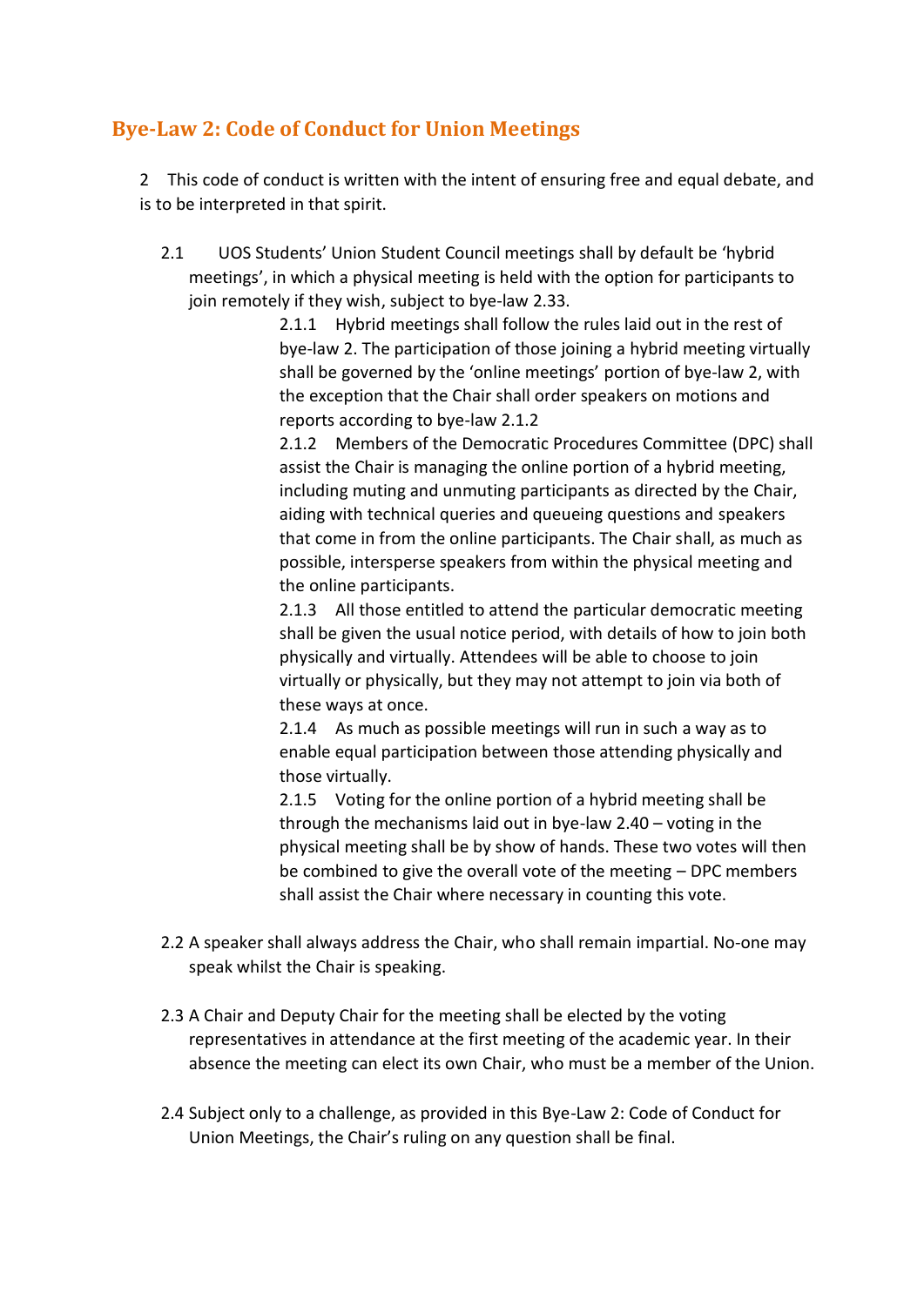## Bye-Law 2: Code of Conduct for Union Meetings

2 This code of conduct is written with the intent of ensuring free and equal debate, and is to be interpreted in that spirit.

2.1 UOS Students' Union Student Council meetings shall by default be 'hybrid meetings', in which a physical meeting is held with the option for participants to join remotely if they wish, subject to bye-law 2.33.

2.1.1 Hybrid meetings shall follow the rules laid out in the rest of bye-law 2. The participation of those joining a hybrid meeting virtually shall be governed by the 'online meetings' portion of bye-law 2, with the exception that the Chair shall order speakers on motions and reports according to bye-law 2.1.2

2.1.2 Members of the Democratic Procedures Committee (DPC) shall assist the Chair is managing the online portion of a hybrid meeting, including muting and unmuting participants as directed by the Chair, aiding with technical queries and queueing questions and speakers that come in from the online participants. The Chair shall, as much as possible, intersperse speakers from within the physical meeting and the online participants.

2.1.3 All those entitled to attend the particular democratic meeting shall be given the usual notice period, with details of how to join both physically and virtually. Attendees will be able to choose to join virtually or physically, but they may not attempt to join via both of these ways at once.

2.1.4 As much as possible meetings will run in such a way as to enable equal participation between those attending physically and those virtually.

2.1.5 Voting for the online portion of a hybrid meeting shall be through the mechanisms laid out in bye-law 2.40 – voting in the physical meeting shall be by show of hands. These two votes will then be combined to give the overall vote of the meeting – DPC members shall assist the Chair where necessary in counting this vote.

2.2 A speaker shall always address the Chair, who shall remain impartial. No-one may speak whilst the Chair is speaking.

2.3 A Chair and Deputy Chair for the meeting shall be elected by the voting representatives in attendance at the first meeting of the academic year. In their absence the meeting can elect its own Chair, who must be a member of the Union.

2.4 Subject only to a challenge, as provided in this Bye-Law 2: Code of Conduct for Union Meetings, the Chair's ruling on any question shall be final.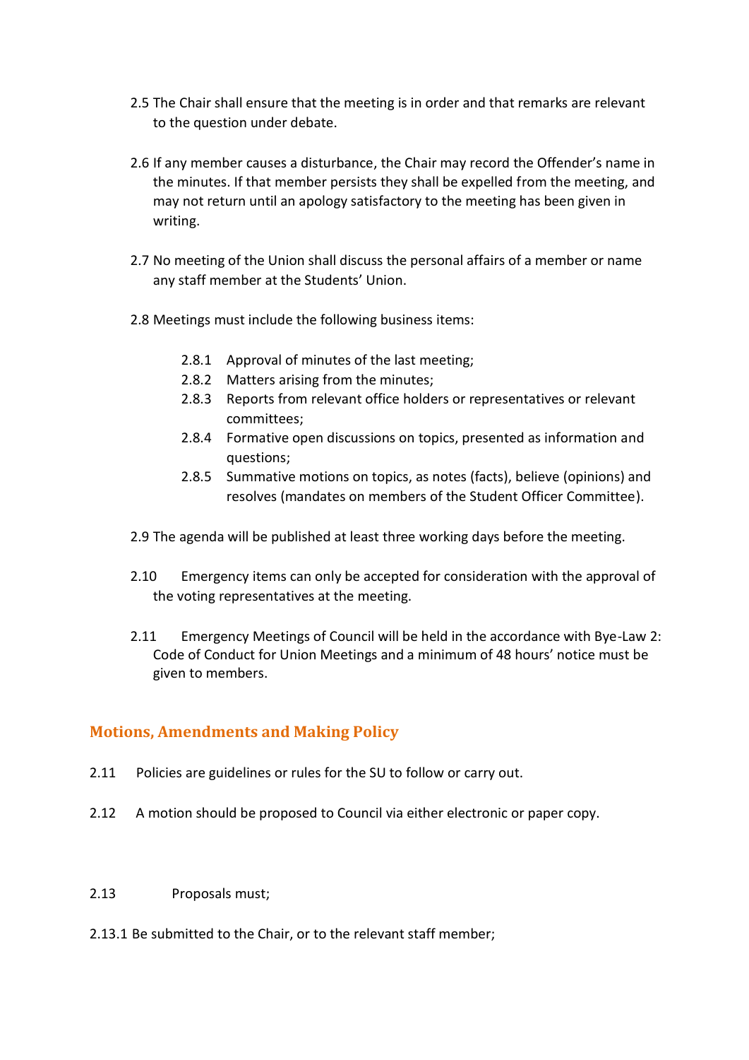2.5 The Chair shall ensure that the meeting is in order and that remarks are relevant to the question under debate.

2.6 If any member causes a disturbance, the Chair may record the Offender's name in the minutes. If that member persists they shall be expelled from the meeting, and may not return until an apology satisfactory to the meeting has been given in writing.

2.7 No meeting of the Union shall discuss the personal affairs of a member or name any staff member at the Students' Union.

2.8 Meetings must include the following business items:

- 2.8.1 Approval of minutes of the last meeting;
- 2.8.2 Matters arising from the minutes;
- 2.8.3 Reports from relevant office holders or representatives or relevant committees;
- 2.8.4 Formative open discussions on topics, presented as information and questions;
- 2.8.5 Summative motions on topics, as notes (facts), believe (opinions) and resolves (mandates on members of the Student Officer Committee).

2.9 The agenda will be published at least three working days before the meeting.

2.10 Emergency items can only be accepted for consideration with the approval of the voting representatives at the meeting.

2.11 Emergency Meetings of Council will be held in the accordance with Bye-Law 2: Code of Conduct for Union Meetings and a minimum of 48 hours' notice must be given to members.

## Motions, Amendments and Making Policy

2.11 Policies are guidelines or rules for the SU to follow or carry out.

2.12 A motion should be proposed to Council via either electronic or paper copy.

2.13 Proposals must;

2.13.1 Be submitted to the Chair, or to the relevant staff member;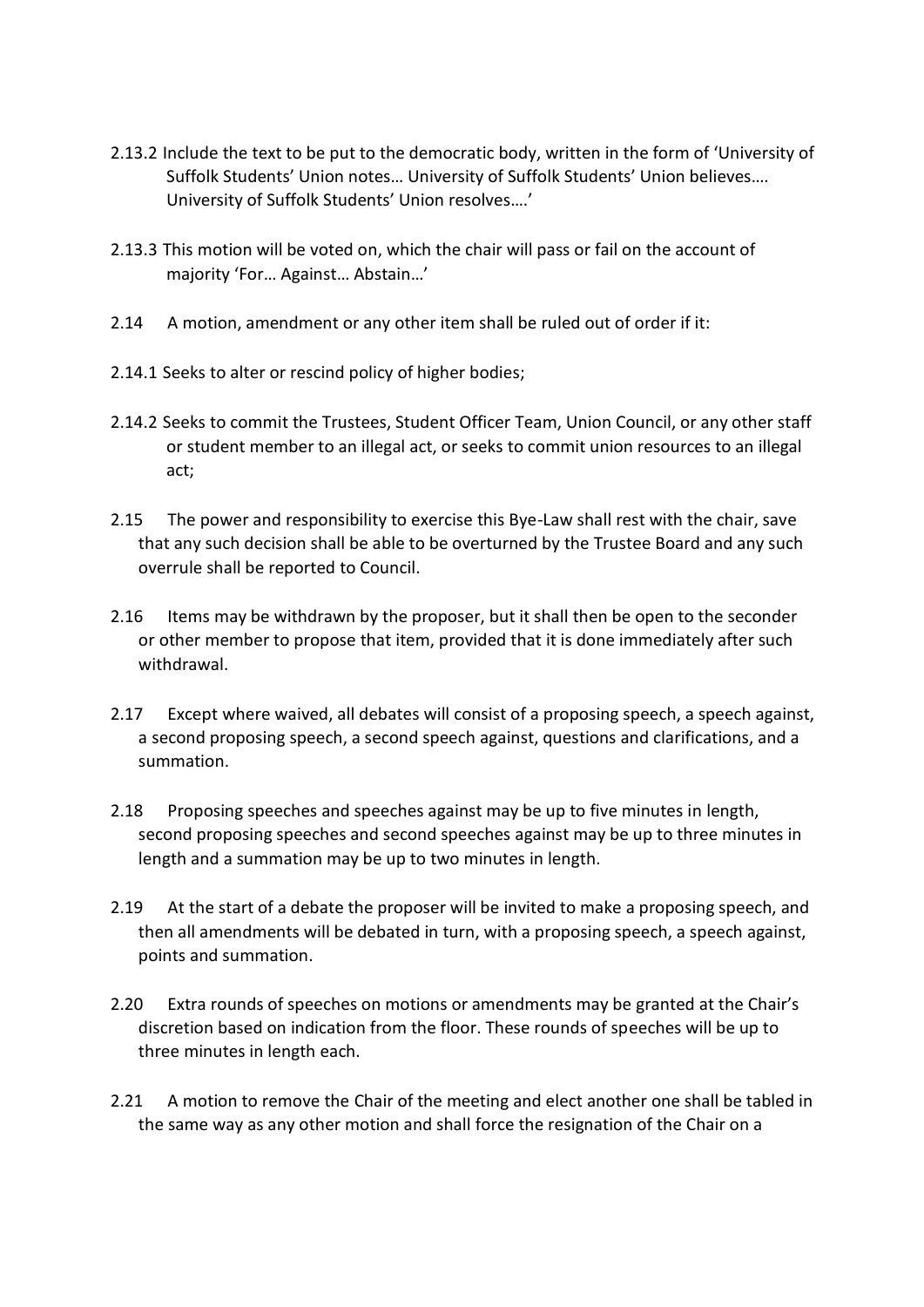2.13.2 Include the text to be put to the democratic body, written in the form of 'University of Suffolk Students' Union notes… University of Suffolk Students' Union believes…. University of Suffolk Students' Union resolves….'

2.13.3 This motion will be voted on, which the chair will pass or fail on the account of majority 'For… Against… Abstain…'

2.14 A motion, amendment or any other item shall be ruled out of order if it:

2.14.1 Seeks to alter or rescind policy of higher bodies;

2.14.2 Seeks to commit the Trustees, Student Officer Team, Union Council, or any other staff or student member to an illegal act, or seeks to commit union resources to an illegal act;

2.15 The power and responsibility to exercise this Bye-Law shall rest with the chair, save that any such decision shall be able to be overturned by the Trustee Board and any such overrule shall be reported to Council.

2.16 Items may be withdrawn by the proposer, but it shall then be open to the seconder or other member to propose that item, provided that it is done immediately after such withdrawal.

2.17 Except where waived, all debates will consist of a proposing speech, a speech against, a second proposing speech, a second speech against, questions and clarifications, and a summation.

2.18 Proposing speeches and speeches against may be up to five minutes in length, second proposing speeches and second speeches against may be up to three minutes in length and a summation may be up to two minutes in length.

2.19 At the start of a debate the proposer will be invited to make a proposing speech, and then all amendments will be debated in turn, with a proposing speech, a speech against, points and summation.

2.20 Extra rounds of speeches on motions or amendments may be granted at the Chair's discretion based on indication from the floor. These rounds of speeches will be up to three minutes in length each.

2.21 A motion to remove the Chair of the meeting and elect another one shall be tabled in the same way as any other motion and shall force the resignation of the Chair on a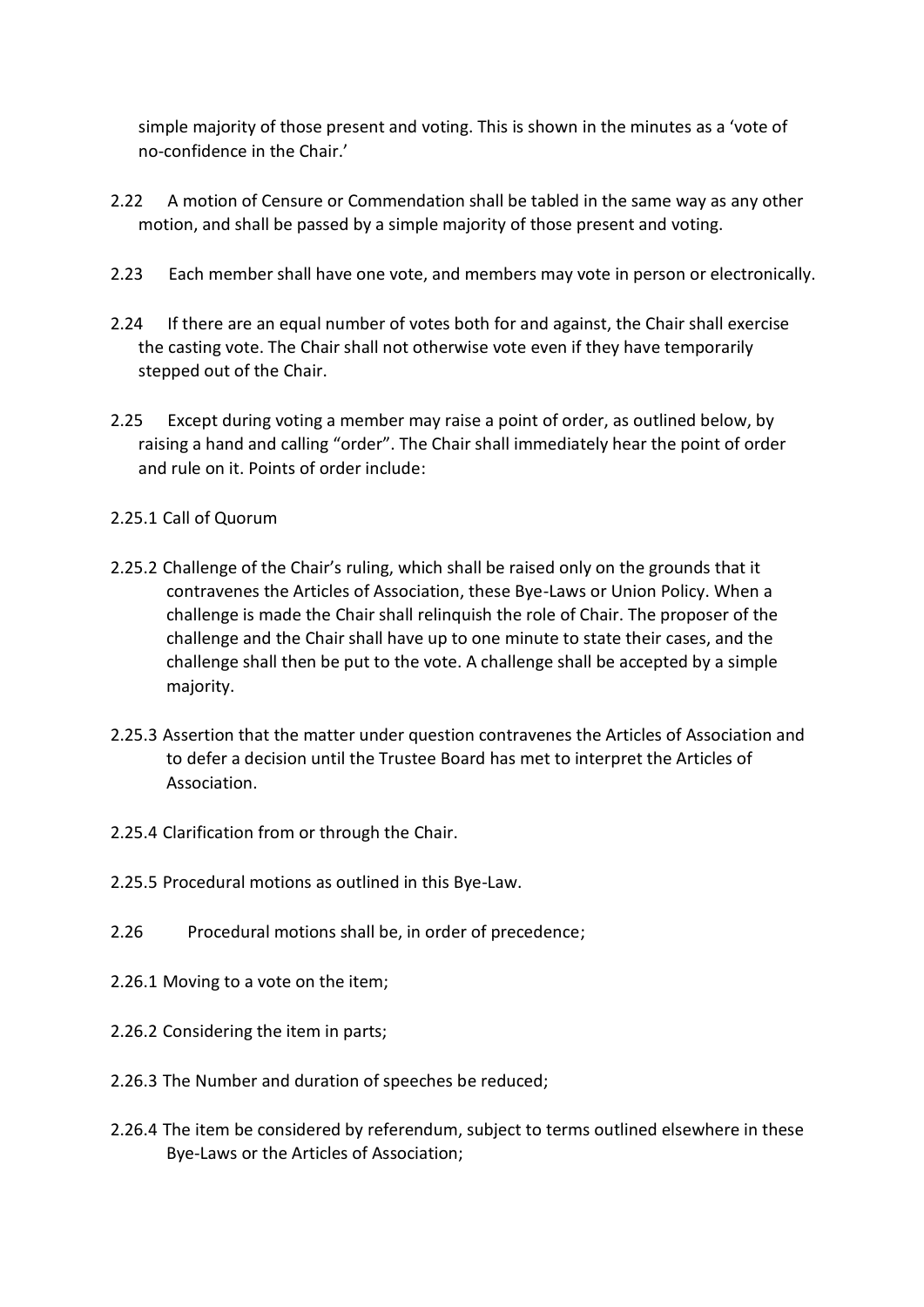simple majority of those present and voting. This is shown in the minutes as a 'vote of no-confidence in the Chair.'

2.22 A motion of Censure or Commendation shall be tabled in the same way as any other motion, and shall be passed by a simple majority of those present and voting.

2.23 Each member shall have one vote, and members may vote in person or electronically.

2.24 If there are an equal number of votes both for and against, the Chair shall exercise the casting vote. The Chair shall not otherwise vote even if they have temporarily stepped out of the Chair.

2.25 Except during voting a member may raise a point of order, as outlined below, by raising a hand and calling "order". The Chair shall immediately hear the point of order and rule on it. Points of order include:

2.25.1 Call of Quorum

2.25.2 Challenge of the Chair's ruling, which shall be raised only on the grounds that it contravenes the Articles of Association, these Bye-Laws or Union Policy. When a challenge is made the Chair shall relinquish the role of Chair. The proposer of the challenge and the Chair shall have up to one minute to state their cases, and the challenge shall then be put to the vote. A challenge shall be accepted by a simple majority.

2.25.3 Assertion that the matter under question contravenes the Articles of Association and to defer a decision until the Trustee Board has met to interpret the Articles of Association.

2.25.4 Clarification from or through the Chair.

2.25.5 Procedural motions as outlined in this Bye-Law.

2.26 Procedural motions shall be, in order of precedence;

2.26.1 Moving to a vote on the item;

2.26.2 Considering the item in parts;

2.26.3 The Number and duration of speeches be reduced;

2.26.4 The item be considered by referendum, subject to terms outlined elsewhere in these Bye-Laws or the Articles of Association;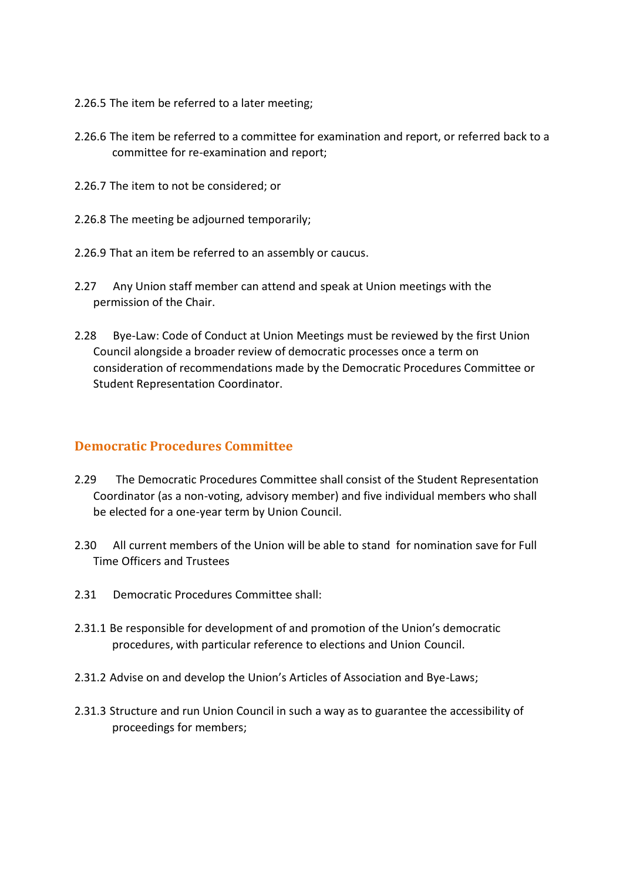2.26.5 The item be referred to a later meeting;

2.26.6 The item be referred to a committee for examination and report, or referred back to a committee for re-examination and report;

2.26.7 The item to not be considered; or

2.26.8 The meeting be adjourned temporarily;

2.26.9 That an item be referred to an assembly or caucus.

2.27 Any Union staff member can attend and speak at Union meetings with the permission of the Chair.

2.28 Bye-Law: Code of Conduct at Union Meetings must be reviewed by the first Union Council alongside a broader review of democratic processes once a term on consideration of recommendations made by the Democratic Procedures Committee or Student Representation Coordinator.

## Democratic Procedures Committee

2.29 The Democratic Procedures Committee shall consist of the Student Representation Coordinator (as a non-voting, advisory member) and five individual members who shall be elected for a one-year term by Union Council.

2.30 All current members of the Union will be able to stand for nomination save for Full Time Officers and Trustees

2.31 Democratic Procedures Committee shall:

2.31.1 Be responsible for development of and promotion of the Union's democratic procedures, with particular reference to elections and Union Council.

2.31.2 Advise on and develop the Union's Articles of Association and Bye-Laws;

2.31.3 Structure and run Union Council in such a way as to guarantee the accessibility of proceedings for members;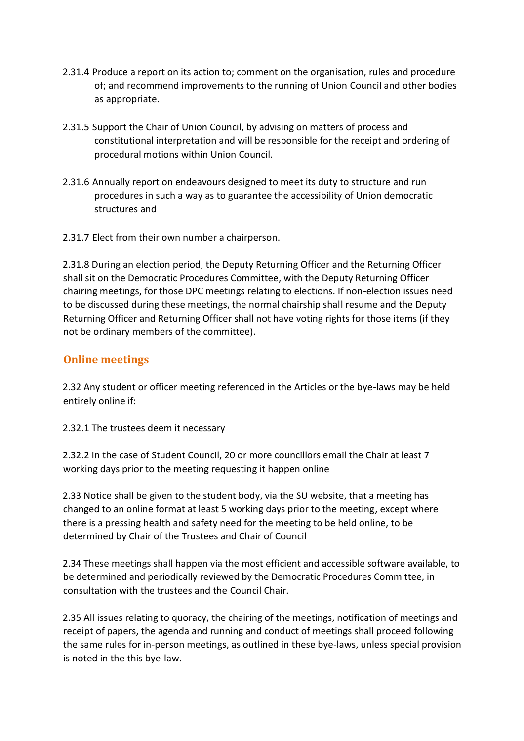2.31.4 Produce a report on its action to; comment on the organisation, rules and procedure of; and recommend improvements to the running of Union Council and other bodies as appropriate.

2.31.5 Support the Chair of Union Council, by advising on matters of process and constitutional interpretation and will be responsible for the receipt and ordering of procedural motions within Union Council.

2.31.6 Annually report on endeavours designed to meet its duty to structure and run procedures in such a way as to guarantee the accessibility of Union democratic structures and

2.31.7 Elect from their own number a chairperson.

2.31.8 During an election period, the Deputy Returning Officer and the Returning Officer shall sit on the Democratic Procedures Committee, with the Deputy Returning Officer chairing meetings, for those DPC meetings relating to elections. If non-election issues need to be discussed during these meetings, the normal chairship shall resume and the Deputy Returning Officer and Returning Officer shall not have voting rights for those items (if they not be ordinary members of the committee).

## Online meetings

2.32 Any student or officer meeting referenced in the Articles or the bye-laws may be held entirely online if:

2.32.1 The trustees deem it necessary

2.32.2 In the case of Student Council, 20 or more councillors email the Chair at least 7 working days prior to the meeting requesting it happen online

2.33 Notice shall be given to the student body, via the SU website, that a meeting has changed to an online format at least 5 working days prior to the meeting, except where there is a pressing health and safety need for the meeting to be held online, to be determined by Chair of the Trustees and Chair of Council

2.34 These meetings shall happen via the most efficient and accessible software available, to be determined and periodically reviewed by the Democratic Procedures Committee, in consultation with the trustees and the Council Chair.

2.35 All issues relating to quoracy, the chairing of the meetings, notification of meetings and receipt of papers, the agenda and running and conduct of meetings shall proceed following the same rules for in-person meetings, as outlined in these bye-laws, unless special provision is noted in the this bye-law.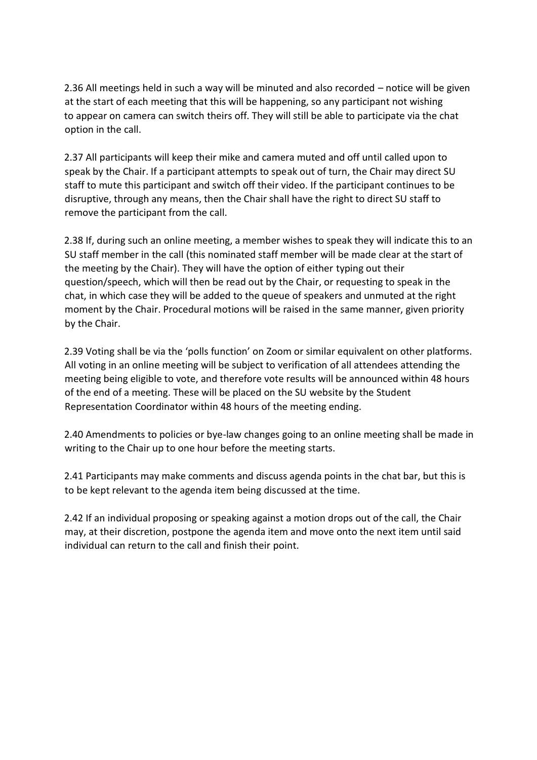2.36 All meetings held in such a way will be minuted and also recorded – notice will be given at the start of each meeting that this will be happening, so any participant not wishing to appear on camera can switch theirs off. They will still be able to participate via the chat option in the call.

2.37 All participants will keep their mike and camera muted and off until called upon to speak by the Chair. If a participant attempts to speak out of turn, the Chair may direct SU staff to mute this participant and switch off their video. If the participant continues to be disruptive, through any means, then the Chair shall have the right to direct SU staff to remove the participant from the call.

2.38 If, during such an online meeting, a member wishes to speak they will indicate this to an SU staff member in the call (this nominated staff member will be made clear at the start of the meeting by the Chair). They will have the option of either typing out their question/speech, which will then be read out by the Chair, or requesting to speak in the chat, in which case they will be added to the queue of speakers and unmuted at the right moment by the Chair. Procedural motions will be raised in the same manner, given priority by the Chair.

2.39 Voting shall be via the 'polls function' on Zoom or similar equivalent on other platforms. All voting in an online meeting will be subject to verification of all attendees attending the meeting being eligible to vote, and therefore vote results will be announced within 48 hours of the end of a meeting. These will be placed on the SU website by the Student Representation Coordinator within 48 hours of the meeting ending.

2.40 Amendments to policies or bye-law changes going to an online meeting shall be made in writing to the Chair up to one hour before the meeting starts.

2.41 Participants may make comments and discuss agenda points in the chat bar, but this is to be kept relevant to the agenda item being discussed at the time.

2.42 If an individual proposing or speaking against a motion drops out of the call, the Chair may, at their discretion, postpone the agenda item and move onto the next item until said individual can return to the call and finish their point.